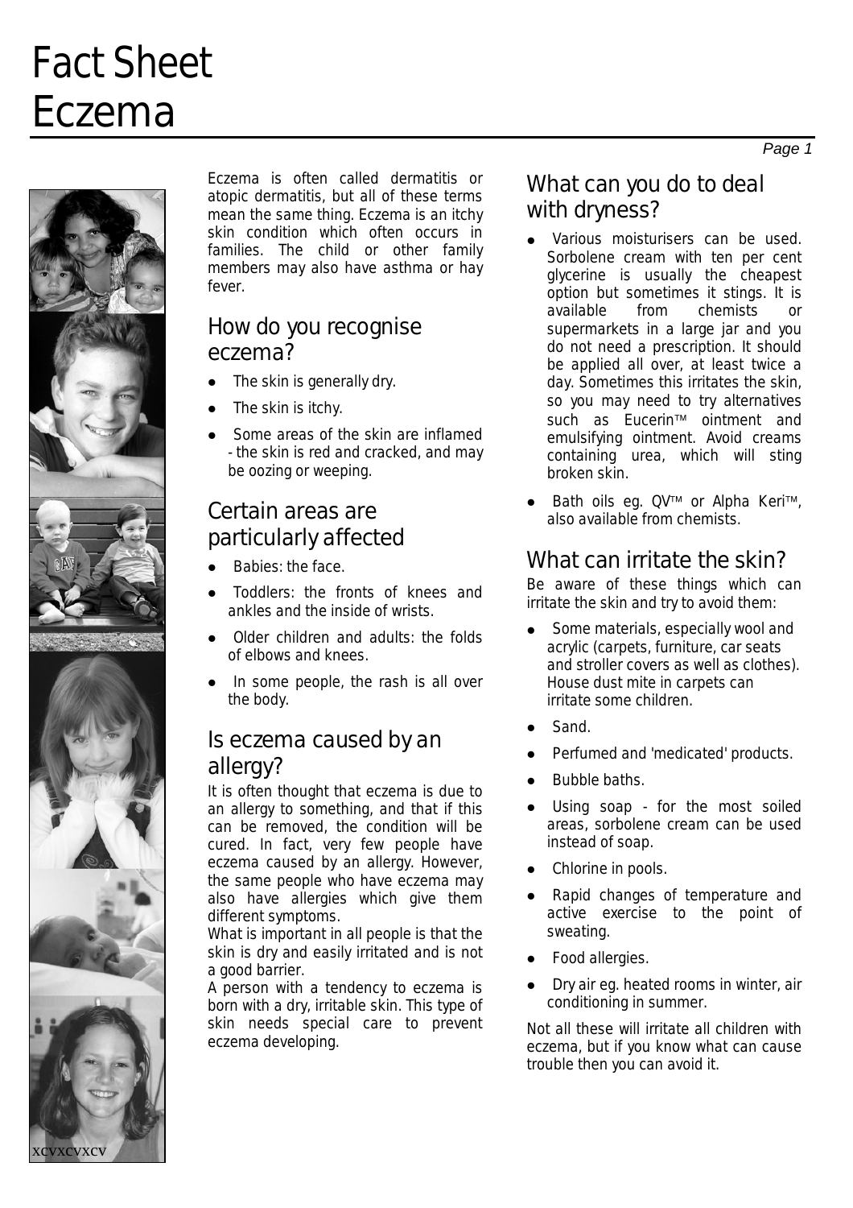# Fact Sheet Eczema

Eczema is often called dermatitis or atopic dermatitis, but all of these terms mean the same thing. Eczema is an itchy skin condition which often occurs in families. The child or other family members may also have asthma or hay fever.

## How do you recognise eczema?

- The skin is generally dry.
- The skin is itchy.
- Some areas of the skin are inflamed - the skin is red and cracked, and may be oozing or weeping.

## Certain areas are particularly affected

- Babies: the face.
- Toddlers: the fronts of knees and ankles and the inside of wrists.
- Older children and adults: the folds of elbows and knees.
- In some people, the rash is all over the body.

## Is eczema caused by an allergy?

It is often thought that eczema is due to an allergy to something, and that if this can be removed, the condition will be cured. In fact, very few people have eczema caused by an allergy. However, the same people who have eczema may also have allergies which give them different symptoms.

What is important in all people is that the skin is dry and easily irritated and is not a good barrier.

A person with a tendency to eczema is born with a dry, irritable skin. This type of skin needs special care to prevent eczema developing.

## What can you do to deal with dryness?

- Various moisturisers can be used. Sorbolene cream with ten per cent glycerine is usually the cheapest option but sometimes it stings. It is available from chemists or supermarkets in a large jar and you do not need a prescription. It should be applied all over, at least twice a day. Sometimes this irritates the skin, so you may need to try alternatives such as Eucerin™ ointment and emulsifying ointment. Avoid creams containing urea, which will sting broken skin.
- Bath oils eg. QV™ or Alpha Keri™, also available from chemists.

## What can irritate the skin?

Be aware of these things which can irritate the skin and try to avoid them:

- Some materials, especially wool and acrylic (carpets, furniture, car seats and stroller covers as well as clothes). House dust mite in carpets can irritate some children.
- Sand.
- Perfumed and 'medicated' products.
- Bubble baths.
- Using soap - for the most soiled areas, sorbolene cream can be used instead of soap.
- Chlorine in pools.
- Rapid changes of temperature and active exercise to the point of sweating.
- Food allergies.
- Dry air eg. heated rooms in winter, air conditioning in summer.

Not all these will irritate all children with eczema, but if you know what can cause trouble then you can avoid it.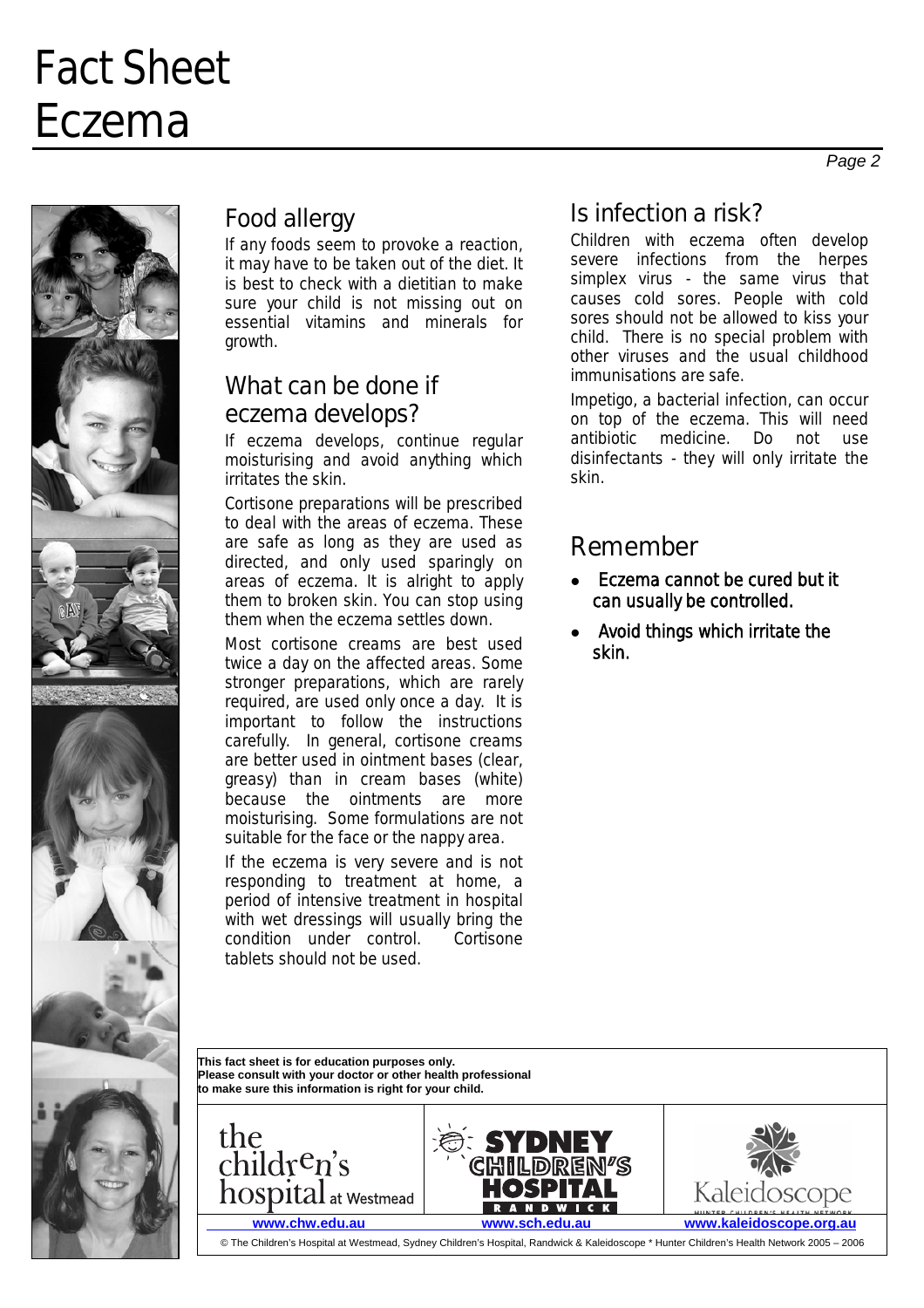# Fact Sheet Eczema

## Food allergy

If any foods seem to provoke a reaction, it may have to be taken out of the diet. It is best to check with a dietitian to make sure your child is not missing out on essential vitamins and minerals for growth.

## What can be done if eczema develops?

If eczema develops, continue regular moisturising and avoid anything which irritates the skin.

Cortisone preparations will be prescribed to deal with the areas of eczema. These are safe as long as they are used as directed, and only used sparingly on areas of eczema. It is alright to apply them to broken skin. You can stop using them when the eczema settles down.

Most cortisone creams are best used twice a day on the affected areas. Some stronger preparations, which are rarely required, are used only once a day. It is important to follow the instructions carefully. In general, cortisone creams are better used in ointment bases (clear, greasy) than in cream bases (white) because the ointments are more moisturising. Some formulations are not suitable for the face or the nappy area.

If the eczema is very severe and is not responding to treatment at home, a period of intensive treatment in hospital with wet dressings will usually bring the condition under control. Cortisone tablets should not be used.

## Is infection a risk?

Children with eczema often develop severe infections from the herpes simplex virus - the same virus that causes cold sores. People with cold sores should not be allowed to kiss your child. There is no special problem with other viruses and the usual childhood immunisations are safe.

Impetigo, a bacterial infection, can occur on top of the eczema. This will need antibiotic medicine. Do not use disinfectants - they will only irritate the skin.

## Remember

- Eczema cannot be cured but it can usually be controlled.
- Avoid things which irritate the skin.

**This fact sheet is for education purposes only. Please consult with your doctor or other health professional to make sure this information is right for your child.**

the children's hospital at Westmead — **www.chw.edu.au**

SYDNEY CHILDREN'S HOSPITAL RANDWICK — **www.sch.edu.au**

Kaleidoscope HUNTER CHILDREN'S HEALTH NETWORK — **www.kaleidoscope.org.au**

© The Children's Hospital at Westmead, Sydney Children's Hospital, Randwick & Kaleidoscope * Hunter Children's Health Network 2005 – 2006